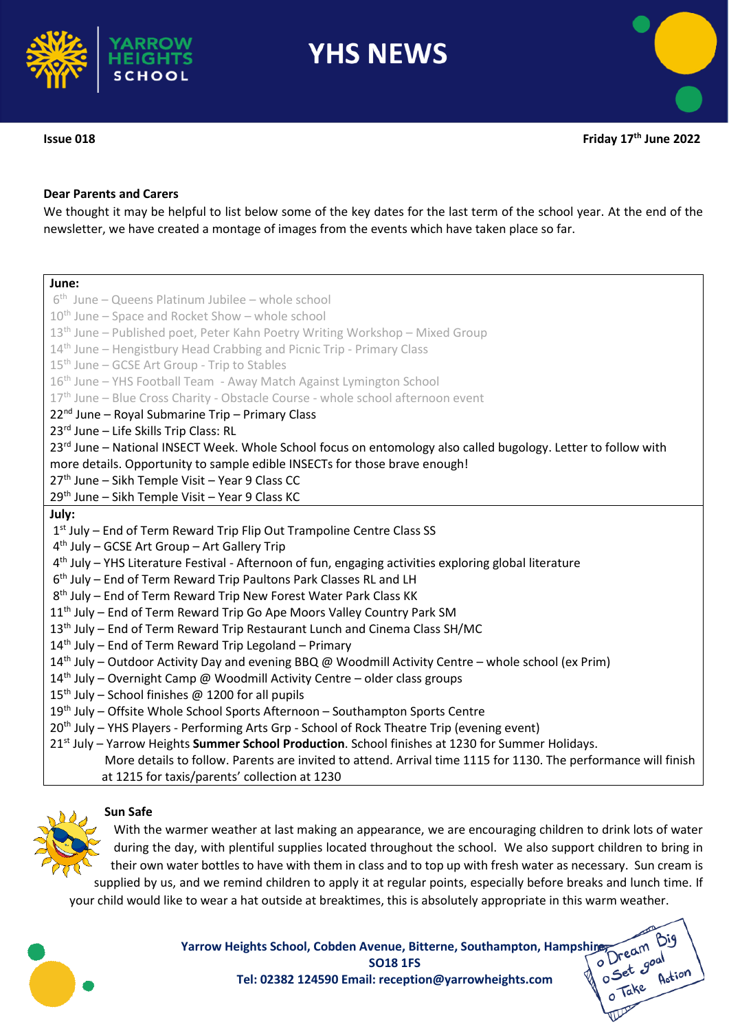# YHS NEWS

**Issue 018** **Friday 17th June 2022**

**Dear Parents and Carers**

We thought it may be helpful to list below some of the key dates for the last term of the school year. At the end of the newsletter, we have created a montage of images from the events which have taken place so far.

**June:**

6th June – Queens Platinum Jubilee – whole school
10th June – Space and Rocket Show – whole school
13th June – Published poet, Peter Kahn Poetry Writing Workshop – Mixed Group
14th June – Hengistbury Head Crabbing and Picnic Trip - Primary Class
15th June – GCSE Art Group - Trip to Stables
16th June – YHS Football Team - Away Match Against Lymington School
17th June – Blue Cross Charity - Obstacle Course - whole school afternoon event
22nd June – Royal Submarine Trip – Primary Class
23rd June – Life Skills Trip Class: RL
23rd June – National INSECT Week. Whole School focus on entomology also called bugology. Letter to follow with more details. Opportunity to sample edible INSECTs for those brave enough!
27th June – Sikh Temple Visit – Year 9 Class CC
29th June – Sikh Temple Visit – Year 9 Class KC

**July:**

1st July – End of Term Reward Trip Flip Out Trampoline Centre Class SS
4th July – GCSE Art Group – Art Gallery Trip
4th July – YHS Literature Festival - Afternoon of fun, engaging activities exploring global literature
6th July – End of Term Reward Trip Paultons Park Classes RL and LH
8th July – End of Term Reward Trip New Forest Water Park Class KK
11th July – End of Term Reward Trip Go Ape Moors Valley Country Park SM
13th July – End of Term Reward Trip Restaurant Lunch and Cinema Class SH/MC
14th July – End of Term Reward Trip Legoland – Primary
14th July – Outdoor Activity Day and evening BBQ @ Woodmill Activity Centre – whole school (ex Prim)
14th July – Overnight Camp @ Woodmill Activity Centre – older class groups
15th July – School finishes @ 1200 for all pupils
19th July – Offsite Whole School Sports Afternoon – Southampton Sports Centre
20th July – YHS Players - Performing Arts Grp - School of Rock Theatre Trip (evening event)
21st July – Yarrow Heights **Summer School Production**. School finishes at 1230 for Summer Holidays. More details to follow. Parents are invited to attend. Arrival time 1115 for 1130. The performance will finish at 1215 for taxis/parents' collection at 1230

**Sun Safe**

With the warmer weather at last making an appearance, we are encouraging children to drink lots of water during the day, with plentiful supplies located throughout the school. We also support children to bring in their own water bottles to have with them in class and to top up with fresh water as necessary. Sun cream is supplied by us, and we remind children to apply it at regular points, especially before breaks and lunch time. If your child would like to wear a hat outside at breaktimes, this is absolutely appropriate in this warm weather.

**Yarrow Heights School, Cobden Avenue, Bitterne, Southampton, Hampshire, SO18 1FS**
**Tel: 02382 124590 Email: reception@yarrowheights.com**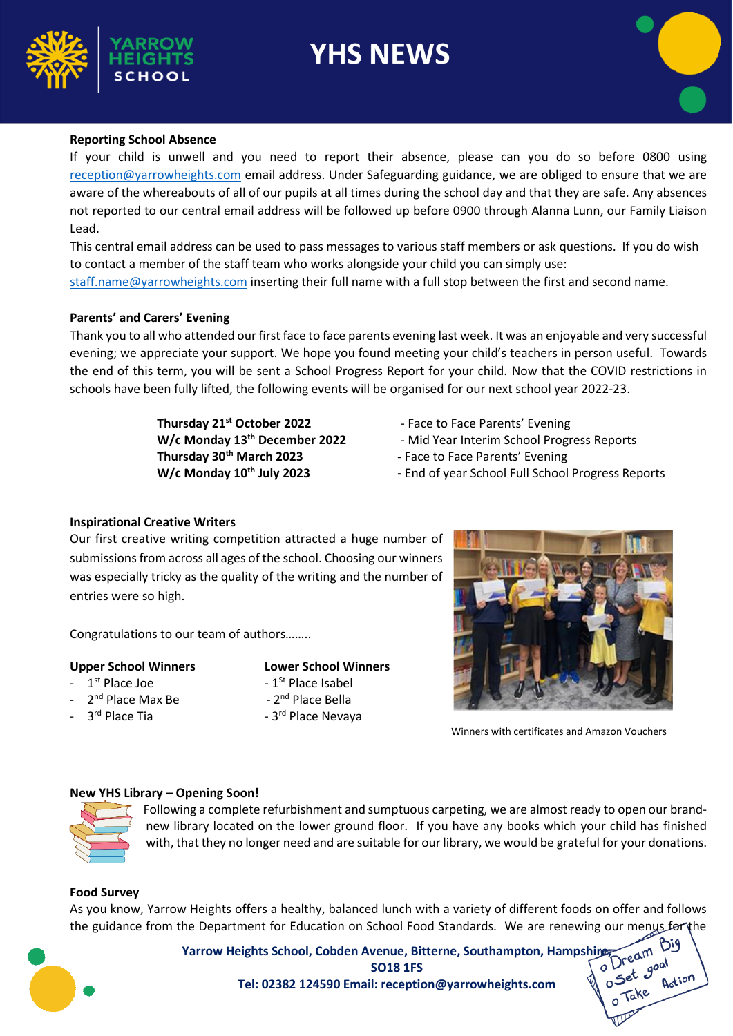# YHS NEWS

**Reporting School Absence**

If your child is unwell and you need to report their absence, please can you do so before 0800 using reception@yarrowheights.com email address. Under Safeguarding guidance, we are obliged to ensure that we are aware of the whereabouts of all of our pupils at all times during the school day and that they are safe. Any absences not reported to our central email address will be followed up before 0900 through Alanna Lunn, our Family Liaison Lead.

This central email address can be used to pass messages to various staff members or ask questions. If you do wish to contact a member of the staff team who works alongside your child you can simply use: staff.name@yarrowheights.com inserting their full name with a full stop between the first and second name.

**Parents' and Carers' Evening**

Thank you to all who attended our first face to face parents evening last week. It was an enjoyable and very successful evening; we appreciate your support. We hope you found meeting your child's teachers in person useful. Towards the end of this term, you will be sent a School Progress Report for your child. Now that the COVID restrictions in schools have been fully lifted, the following events will be organised for our next school year 2022-23.

| | |
|---|---|
| **Thursday 21st October 2022** | - Face to Face Parents' Evening |
| **W/c Monday 13th December 2022** | - Mid Year Interim School Progress Reports |
| **Thursday 30th March 2023** | - Face to Face Parents' Evening |
| **W/c Monday 10th July 2023** | - End of year School Full School Progress Reports |

**Inspirational Creative Writers**

Our first creative writing competition attracted a huge number of submissions from across all ages of the school. Choosing our winners was especially tricky as the quality of the writing and the number of entries were so high.

Congratulations to our team of authors……..

**Upper School Winners**
- 1st Place Joe
- 2nd Place Max Be
- 3rd Place Tia

**Lower School Winners**
- 1st Place Isabel
- 2nd Place Bella
- 3rd Place Nevaya

Winners with certificates and Amazon Vouchers

**New YHS Library – Opening Soon!**

Following a complete refurbishment and sumptuous carpeting, we are almost ready to open our brand-new library located on the lower ground floor. If you have any books which your child has finished with, that they no longer need and are suitable for our library, we would be grateful for your donations.

**Food Survey**

As you know, Yarrow Heights offers a healthy, balanced lunch with a variety of different foods on offer and follows the guidance from the Department for Education on School Food Standards. We are renewing our menus for the

**Yarrow Heights School, Cobden Avenue, Bitterne, Southampton, Hampshire, SO18 1FS**
**Tel: 02382 124590 Email: reception@yarrowheights.com**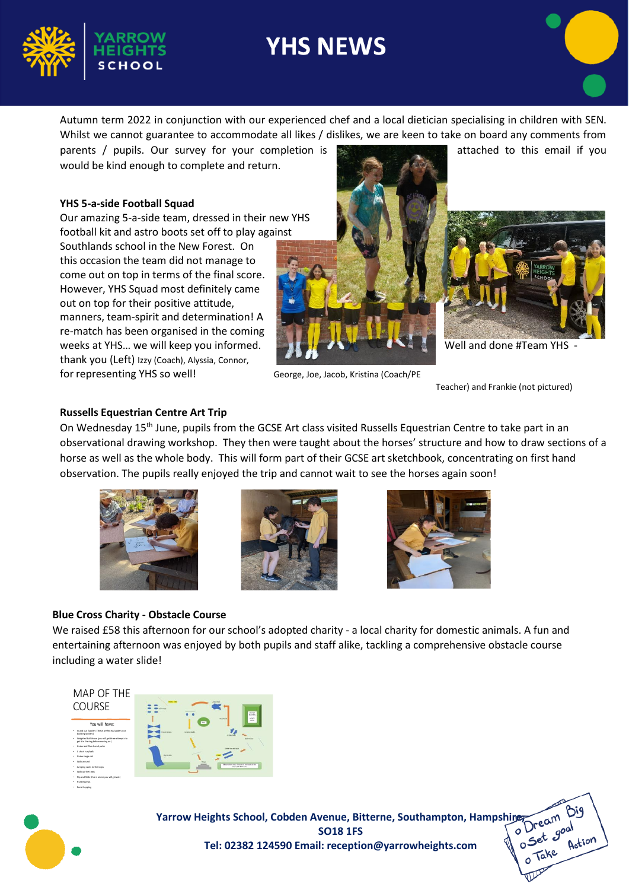Autumn term 2022 in conjunction with our experienced chef and a local dietician specialising in children with SEN. Whilst we cannot guarantee to accommodate all likes / dislikes, we are keen to take on board any comments from parents / pupils. Our survey for your completion is attached to this email if you would be kind enough to complete and return.

**YHS 5-a-side Football Squad**

Our amazing 5-a-side team, dressed in their new YHS football kit and astro boots set off to play against Southlands school in the New Forest. On this occasion the team did not manage to come out on top in terms of the final score. However, YHS Squad most definitely came out on top for their positive attitude, manners, team-spirit and determination! A re-match has been organised in the coming weeks at YHS… we will keep you informed.

Well and done #Team YHS - thank you (Left) Izzy (Coach), Alyssia, Connor, George, Joe, Jacob, Kristina (Coach/PE Teacher) and Frankie (not pictured) for representing YHS so well!

**Russells Equestrian Centre Art Trip**

On Wednesday 15th June, pupils from the GCSE Art class visited Russells Equestrian Centre to take part in an observational drawing workshop. They then were taught about the horses' structure and how to draw sections of a horse as well as the whole body. This will form part of their GCSE art sketchbook, concentrating on first hand observation. The pupils really enjoyed the trip and cannot wait to see the horses again soon!

**Blue Cross Charity - Obstacle Course**

We raised £58 this afternoon for our school's adopted charity - a local charity for domestic animals. A fun and entertaining afternoon was enjoyed by both pupils and staff alike, tackling a comprehensive obstacle course including a water slide!

MAP OF THE COURSE

Yarrow Heights School, Cobden Avenue, Bitterne, Southampton, Hampshire, SO18 1FS
Tel: 02382 124590 Email: reception@yarrowheights.com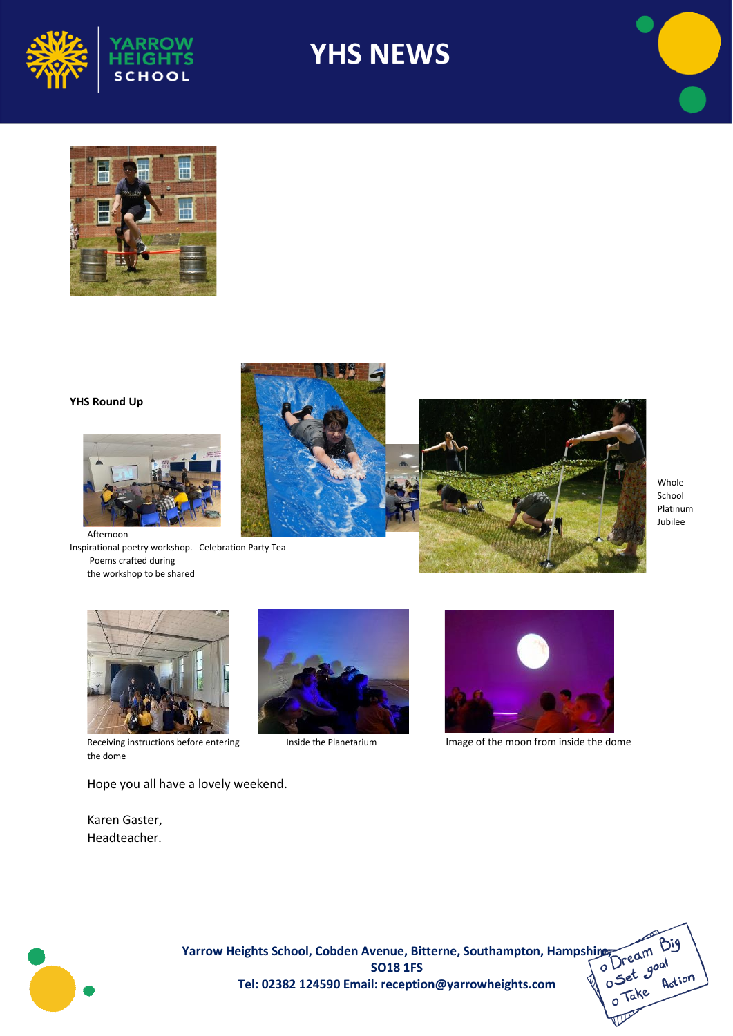YHS NEWS

**YHS Round Up**

Afternoon

Inspirational poetry workshop. Poems crafted during the workshop to be shared

Celebration Party Tea

Whole School Platinum Jubilee

Receiving instructions before entering the dome

Inside the Planetarium

Image of the moon from inside the dome

Hope you all have a lovely weekend.

Karen Gaster,
Headteacher.

**Yarrow Heights School, Cobden Avenue, Bitterne, Southampton, Hampshire SO18 1FS**
**Tel: 02382 124590 Email: reception@yarrowheights.com**